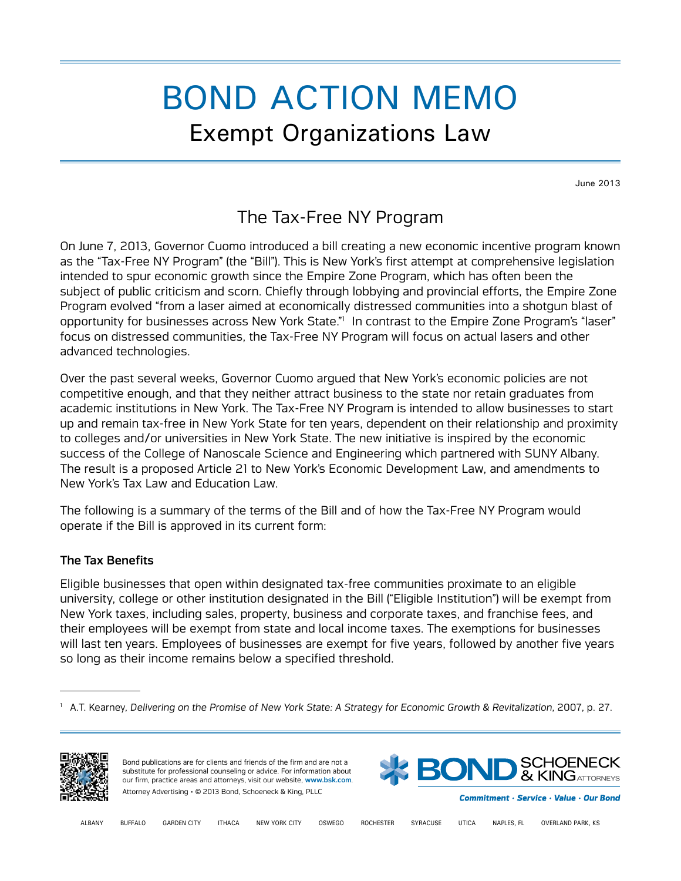# BOND ACTION MEMO

## Exempt Organizations Law

June 2013

## The Tax-Free NY Program

On June 7, 2013, Governor Cuomo introduced a bill creating a new economic incentive program known as the "Tax-Free NY Program" (the "Bill"). This is New York's first attempt at comprehensive legislation intended to spur economic growth since the Empire Zone Program, which has often been the subject of public criticism and scorn. Chiefly through lobbying and provincial efforts, the Empire Zone Program evolved "from a laser aimed at economically distressed communities into a shotgun blast of opportunity for businesses across New York State."[1] In contrast to the Empire Zone Program's "laser" focus on distressed communities, the Tax-Free NY Program will focus on actual lasers and other advanced technologies.

Over the past several weeks, Governor Cuomo argued that New York's economic policies are not competitive enough, and that they neither attract business to the state nor retain graduates from academic institutions in New York. The Tax-Free NY Program is intended to allow businesses to start up and remain tax-free in New York State for ten years, dependent on their relationship and proximity to colleges and/or universities in New York State. The new initiative is inspired by the economic success of the College of Nanoscale Science and Engineering which partnered with SUNY Albany. The result is a proposed Article 21 to New York's Economic Development Law, and amendments to New York's Tax Law and Education Law.

The following is a summary of the terms of the Bill and of how the Tax-Free NY Program would operate if the Bill is approved in its current form:

### The Tax Benefits

Eligible businesses that open within designated tax-free communities proximate to an eligible university, college or other institution designated in the Bill ("Eligible Institution") will be exempt from New York taxes, including sales, property, business and corporate taxes, and franchise fees, and their employees will be exempt from state and local income taxes. The exemptions for businesses will last ten years. Employees of businesses are exempt for five years, followed by another five years so long as their income remains below a specified threshold.

---

[1] A.T. Kearney, *Delivering on the Promise of New York State: A Strategy for Economic Growth & Revitalization*, 2007, p. 27.

Bond publications are for clients and friends of the firm and are not a substitute for professional counseling or advice. For information about our firm, practice areas and attorneys, visit our website, www.bsk.com.
Attorney Advertising • © 2013 Bond, Schoeneck & King, PLLC

BOND SCHOENECK & KING ATTORNEYS

*Commitment · Service · Value · Our Bond*

ALBANY BUFFALO GARDEN CITY ITHACA NEW YORK CITY OSWEGO ROCHESTER SYRACUSE UTICA NAPLES, FL OVERLAND PARK, KS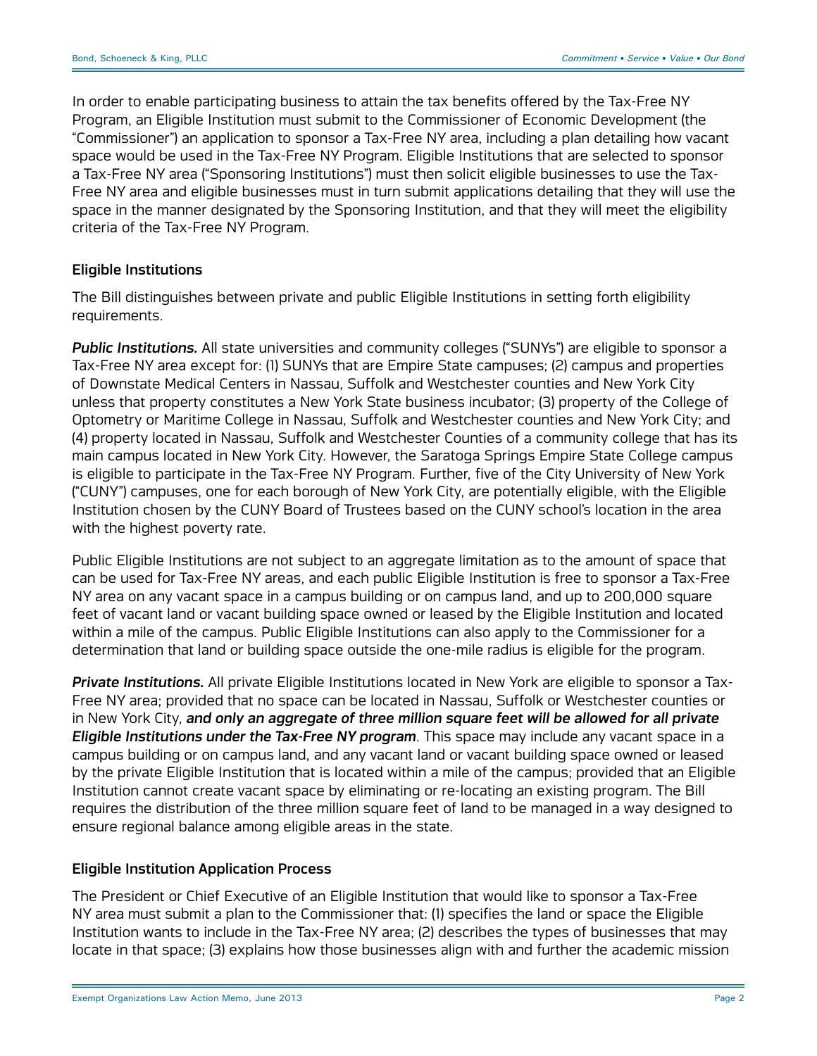In order to enable participating business to attain the tax benefits offered by the Tax-Free NY Program, an Eligible Institution must submit to the Commissioner of Economic Development (the "Commissioner") an application to sponsor a Tax-Free NY area, including a plan detailing how vacant space would be used in the Tax-Free NY Program. Eligible Institutions that are selected to sponsor a Tax-Free NY area ("Sponsoring Institutions") must then solicit eligible businesses to use the Tax-Free NY area and eligible businesses must in turn submit applications detailing that they will use the space in the manner designated by the Sponsoring Institution, and that they will meet the eligibility criteria of the Tax-Free NY Program.

### Eligible Institutions

The Bill distinguishes between private and public Eligible Institutions in setting forth eligibility requirements.

***Public Institutions.*** All state universities and community colleges ("SUNYs") are eligible to sponsor a Tax-Free NY area except for: (1) SUNYs that are Empire State campuses; (2) campus and properties of Downstate Medical Centers in Nassau, Suffolk and Westchester counties and New York City unless that property constitutes a New York State business incubator; (3) property of the College of Optometry or Maritime College in Nassau, Suffolk and Westchester counties and New York City; and (4) property located in Nassau, Suffolk and Westchester Counties of a community college that has its main campus located in New York City. However, the Saratoga Springs Empire State College campus is eligible to participate in the Tax-Free NY Program. Further, five of the City University of New York ("CUNY") campuses, one for each borough of New York City, are potentially eligible, with the Eligible Institution chosen by the CUNY Board of Trustees based on the CUNY school's location in the area with the highest poverty rate.

Public Eligible Institutions are not subject to an aggregate limitation as to the amount of space that can be used for Tax-Free NY areas, and each public Eligible Institution is free to sponsor a Tax-Free NY area on any vacant space in a campus building or on campus land, and up to 200,000 square feet of vacant land or vacant building space owned or leased by the Eligible Institution and located within a mile of the campus. Public Eligible Institutions can also apply to the Commissioner for a determination that land or building space outside the one-mile radius is eligible for the program.

***Private Institutions.*** All private Eligible Institutions located in New York are eligible to sponsor a Tax-Free NY area; provided that no space can be located in Nassau, Suffolk or Westchester counties or in New York City, ***and only an aggregate of three million square feet will be allowed for all private Eligible Institutions under the Tax-Free NY program***. This space may include any vacant space in a campus building or on campus land, and any vacant land or vacant building space owned or leased by the private Eligible Institution that is located within a mile of the campus; provided that an Eligible Institution cannot create vacant space by eliminating or re-locating an existing program. The Bill requires the distribution of the three million square feet of land to be managed in a way designed to ensure regional balance among eligible areas in the state.

### Eligible Institution Application Process

The President or Chief Executive of an Eligible Institution that would like to sponsor a Tax-Free NY area must submit a plan to the Commissioner that: (1) specifies the land or space the Eligible Institution wants to include in the Tax-Free NY area; (2) describes the types of businesses that may locate in that space; (3) explains how those businesses align with and further the academic mission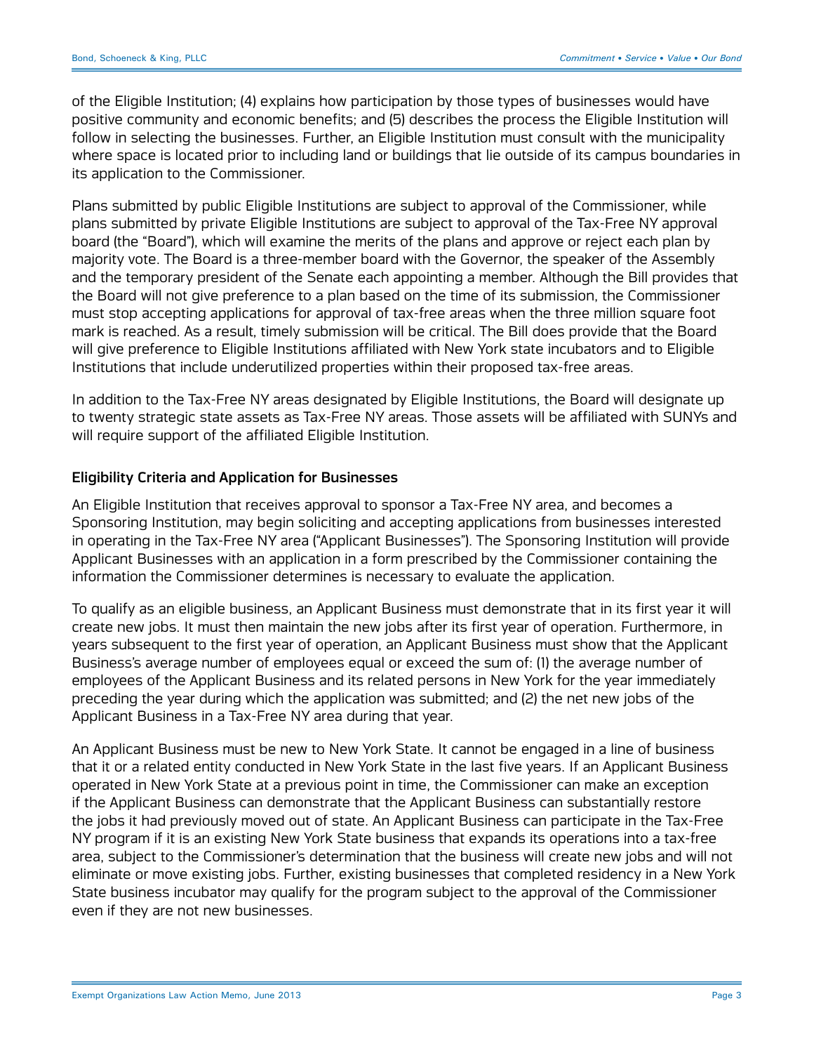of the Eligible Institution; (4) explains how participation by those types of businesses would have positive community and economic benefits; and (5) describes the process the Eligible Institution will follow in selecting the businesses. Further, an Eligible Institution must consult with the municipality where space is located prior to including land or buildings that lie outside of its campus boundaries in its application to the Commissioner.

Plans submitted by public Eligible Institutions are subject to approval of the Commissioner, while plans submitted by private Eligible Institutions are subject to approval of the Tax-Free NY approval board (the "Board"), which will examine the merits of the plans and approve or reject each plan by majority vote. The Board is a three-member board with the Governor, the speaker of the Assembly and the temporary president of the Senate each appointing a member. Although the Bill provides that the Board will not give preference to a plan based on the time of its submission, the Commissioner must stop accepting applications for approval of tax-free areas when the three million square foot mark is reached. As a result, timely submission will be critical. The Bill does provide that the Board will give preference to Eligible Institutions affiliated with New York state incubators and to Eligible Institutions that include underutilized properties within their proposed tax-free areas.

In addition to the Tax-Free NY areas designated by Eligible Institutions, the Board will designate up to twenty strategic state assets as Tax-Free NY areas. Those assets will be affiliated with SUNYs and will require support of the affiliated Eligible Institution.

### Eligibility Criteria and Application for Businesses

An Eligible Institution that receives approval to sponsor a Tax-Free NY area, and becomes a Sponsoring Institution, may begin soliciting and accepting applications from businesses interested in operating in the Tax-Free NY area ("Applicant Businesses"). The Sponsoring Institution will provide Applicant Businesses with an application in a form prescribed by the Commissioner containing the information the Commissioner determines is necessary to evaluate the application.

To qualify as an eligible business, an Applicant Business must demonstrate that in its first year it will create new jobs. It must then maintain the new jobs after its first year of operation. Furthermore, in years subsequent to the first year of operation, an Applicant Business must show that the Applicant Business's average number of employees equal or exceed the sum of: (1) the average number of employees of the Applicant Business and its related persons in New York for the year immediately preceding the year during which the application was submitted; and (2) the net new jobs of the Applicant Business in a Tax-Free NY area during that year.

An Applicant Business must be new to New York State. It cannot be engaged in a line of business that it or a related entity conducted in New York State in the last five years. If an Applicant Business operated in New York State at a previous point in time, the Commissioner can make an exception if the Applicant Business can demonstrate that the Applicant Business can substantially restore the jobs it had previously moved out of state. An Applicant Business can participate in the Tax-Free NY program if it is an existing New York State business that expands its operations into a tax-free area, subject to the Commissioner's determination that the business will create new jobs and will not eliminate or move existing jobs. Further, existing businesses that completed residency in a New York State business incubator may qualify for the program subject to the approval of the Commissioner even if they are not new businesses.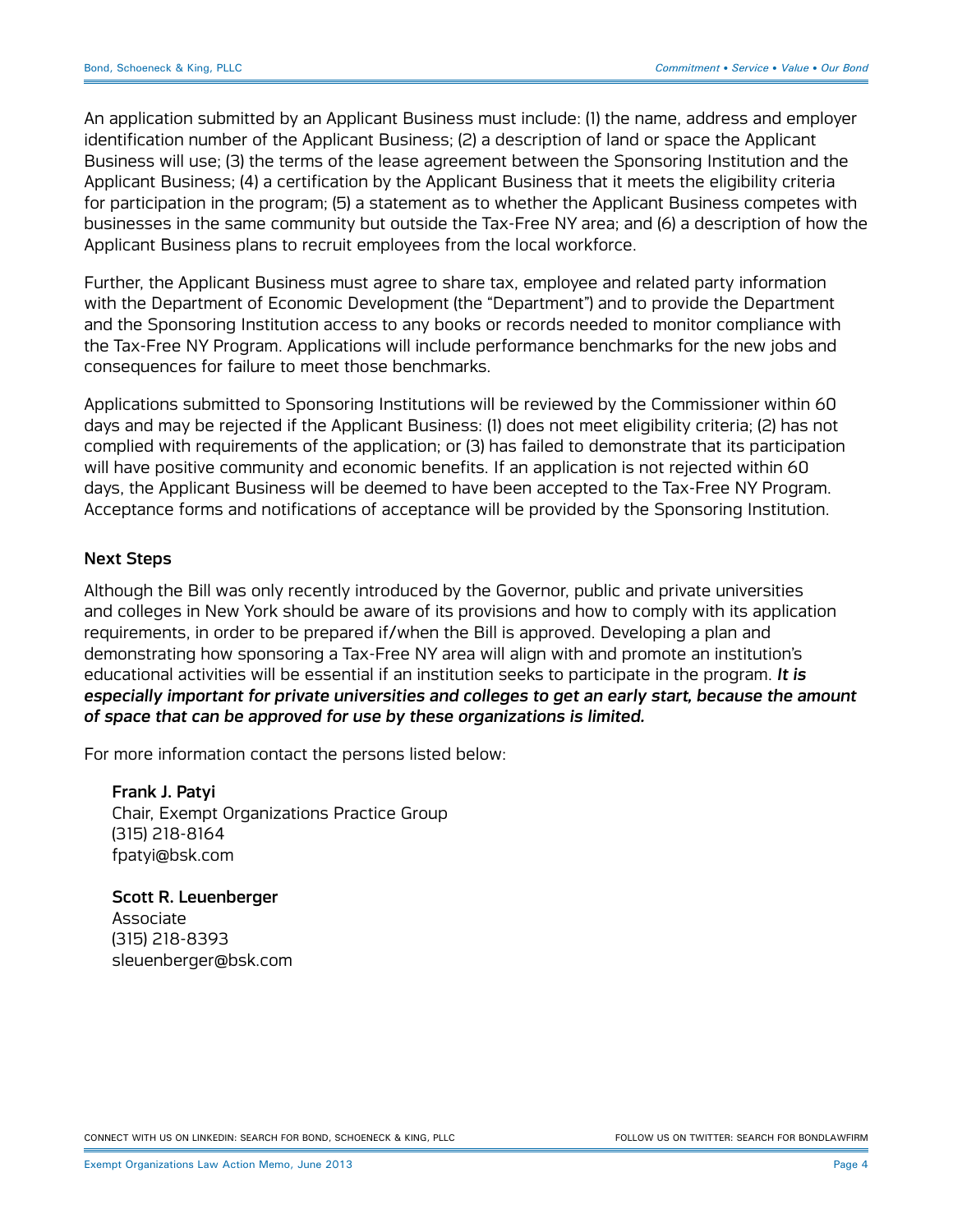An application submitted by an Applicant Business must include: (1) the name, address and employer identification number of the Applicant Business; (2) a description of land or space the Applicant Business will use; (3) the terms of the lease agreement between the Sponsoring Institution and the Applicant Business; (4) a certification by the Applicant Business that it meets the eligibility criteria for participation in the program; (5) a statement as to whether the Applicant Business competes with businesses in the same community but outside the Tax-Free NY area; and (6) a description of how the Applicant Business plans to recruit employees from the local workforce.

Further, the Applicant Business must agree to share tax, employee and related party information with the Department of Economic Development (the "Department") and to provide the Department and the Sponsoring Institution access to any books or records needed to monitor compliance with the Tax-Free NY Program. Applications will include performance benchmarks for the new jobs and consequences for failure to meet those benchmarks.

Applications submitted to Sponsoring Institutions will be reviewed by the Commissioner within 60 days and may be rejected if the Applicant Business: (1) does not meet eligibility criteria; (2) has not complied with requirements of the application; or (3) has failed to demonstrate that its participation will have positive community and economic benefits. If an application is not rejected within 60 days, the Applicant Business will be deemed to have been accepted to the Tax-Free NY Program. Acceptance forms and notifications of acceptance will be provided by the Sponsoring Institution.

## Next Steps

Although the Bill was only recently introduced by the Governor, public and private universities and colleges in New York should be aware of its provisions and how to comply with its application requirements, in order to be prepared if/when the Bill is approved. Developing a plan and demonstrating how sponsoring a Tax-Free NY area will align with and promote an institution's educational activities will be essential if an institution seeks to participate in the program. ***It is especially important for private universities and colleges to get an early start, because the amount of space that can be approved for use by these organizations is limited.***

For more information contact the persons listed below:

**Frank J. Patyi**
Chair, Exempt Organizations Practice Group
(315) 218-8164
fpatyi@bsk.com

**Scott R. Leuenberger**
Associate
(315) 218-8393
sleuenberger@bsk.com